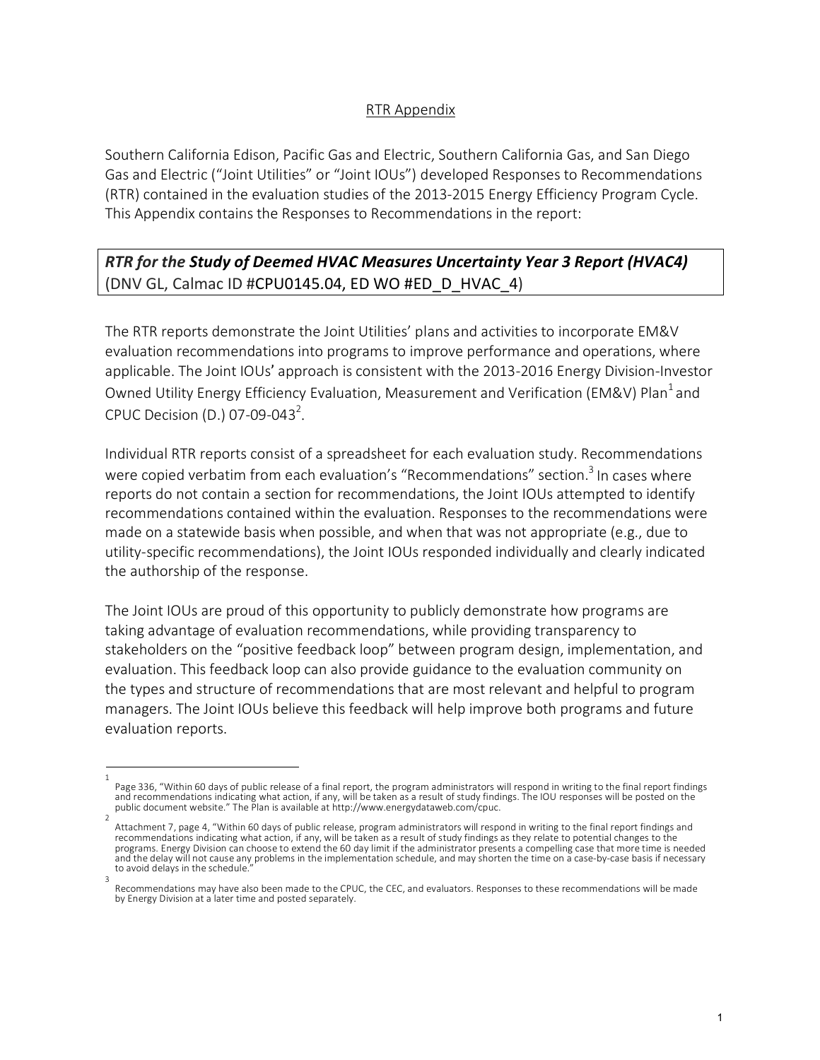## RTR Appendix

Southern California Edison, Pacific Gas and Electric, Southern California Gas, and San Diego Gas and Electric ("Joint Utilities" or "Joint IOUs") developed Responses to Recommendations (RTR) contained in the evaluation studies of the 2013-2015 Energy Efficiency Program Cycle. This Appendix contains the Responses to Recommendations in the report:

***RTR for the Study of Deemed HVAC Measures Uncertainty Year 3 Report (HVAC4)***
(DNV GL, Calmac ID #CPU0145.04, ED WO #ED_D_HVAC_4)

The RTR reports demonstrate the Joint Utilities' plans and activities to incorporate EM&V evaluation recommendations into programs to improve performance and operations, where applicable. The Joint IOUs' approach is consistent with the 2013-2016 Energy Division-Investor Owned Utility Energy Efficiency Evaluation, Measurement and Verification (EM&V) Plan[1] and CPUC Decision (D.) 07-09-043[2].

Individual RTR reports consist of a spreadsheet for each evaluation study. Recommendations were copied verbatim from each evaluation's "Recommendations" section.[3] In cases where reports do not contain a section for recommendations, the Joint IOUs attempted to identify recommendations contained within the evaluation. Responses to the recommendations were made on a statewide basis when possible, and when that was not appropriate (e.g., due to utility-specific recommendations), the Joint IOUs responded individually and clearly indicated the authorship of the response.

The Joint IOUs are proud of this opportunity to publicly demonstrate how programs are taking advantage of evaluation recommendations, while providing transparency to stakeholders on the "positive feedback loop" between program design, implementation, and evaluation. This feedback loop can also provide guidance to the evaluation community on the types and structure of recommendations that are most relevant and helpful to program managers. The Joint IOUs believe this feedback will help improve both programs and future evaluation reports.

---

[1] Page 336, "Within 60 days of public release of a final report, the program administrators will respond in writing to the final report findings and recommendations indicating what action, if any, will be taken as a result of study findings. The IOU responses will be posted on the public document website." The Plan is available at http://www.energydataweb.com/cpuc.

[2] Attachment 7, page 4, "Within 60 days of public release, program administrators will respond in writing to the final report findings and recommendations indicating what action, if any, will be taken as a result of study findings as they relate to potential changes to the programs. Energy Division can choose to extend the 60 day limit if the administrator presents a compelling case that more time is needed and the delay will not cause any problems in the implementation schedule, and may shorten the time on a case-by-case basis if necessary to avoid delays in the schedule."

[3] Recommendations may have also been made to the CPUC, the CEC, and evaluators. Responses to these recommendations will be made by Energy Division at a later time and posted separately.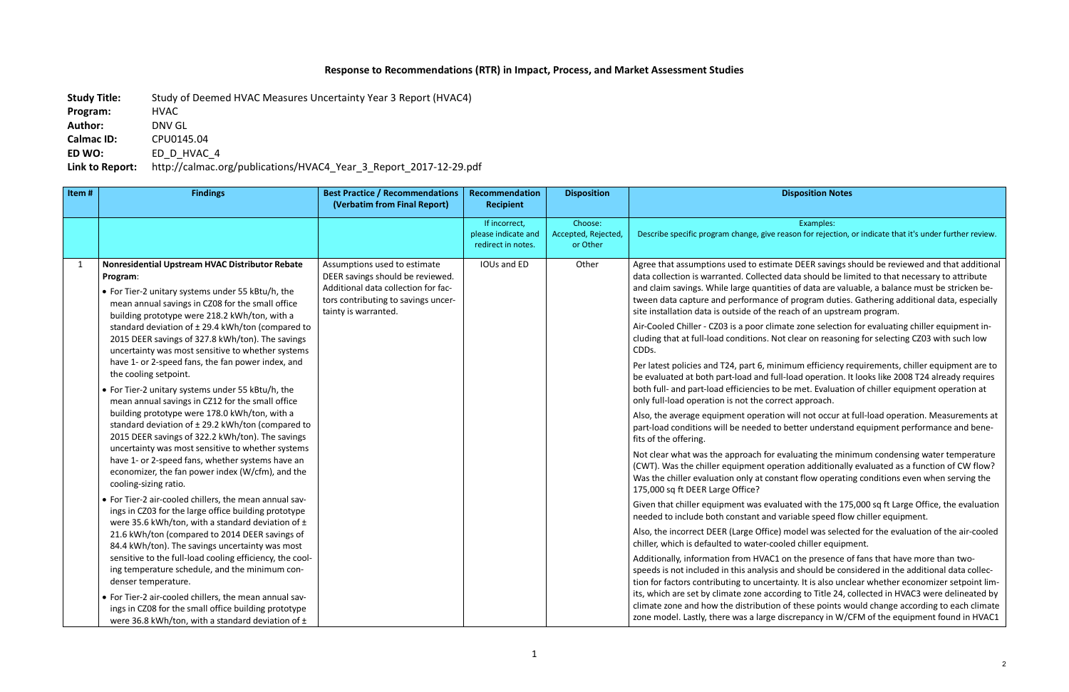# Response to Recommendations (RTR) in Impact, Process, and Market Assessment Studies

**Study Title:** Study of Deemed HVAC Measures Uncertainty Year 3 Report (HVAC4)
**Program:** HVAC
**Author:** DNV GL
**Calmac ID:** CPU0145.04
**ED WO:** ED_D_HVAC_4
**Link to Report:** http://calmac.org/publications/HVAC4_Year_3_Report_2017-12-29.pdf

| Item # | Findings | Best Practice / Recommendations (Verbatim from Final Report) | Recommendation Recipient | Disposition | Disposition Notes |
|---|---|---|---|---|---|
| | | | If incorrect, please indicate and redirect in notes. | Choose: Accepted, Rejected, or Other | Examples: Describe specific program change, give reason for rejection, or indicate that it's under further review. |
| 1 | **Nonresidential Upstream HVAC Distributor Rebate Program**: <br>• For Tier-2 unitary systems under 55 kBtu/h, the mean annual savings in CZ08 for the small office building prototype were 218.2 kWh/ton, with a standard deviation of ± 29.4 kWh/ton (compared to 2015 DEER savings of 327.8 kWh/ton). The savings uncertainty was most sensitive to whether systems have 1- or 2-speed fans, the fan power index, and the cooling setpoint. <br>• For Tier-2 unitary systems under 55 kBtu/h, the mean annual savings in CZ12 for the small office building prototype were 178.0 kWh/ton, with a standard deviation of ± 29.2 kWh/ton (compared to 2015 DEER savings of 322.2 kWh/ton). The savings uncertainty was most sensitive to whether systems have 1- or 2-speed fans, whether systems have an economizer, the fan power index (W/cfm), and the cooling-sizing ratio. <br>• For Tier-2 air-cooled chillers, the mean annual savings in CZ03 for the large office building prototype were 35.6 kWh/ton, with a standard deviation of ± 21.6 kWh/ton (compared to 2014 DEER savings of 84.4 kWh/ton). The savings uncertainty was most sensitive to the full-load cooling efficiency, the cooling temperature schedule, and the minimum condenser temperature. <br>• For Tier-2 air-cooled chillers, the mean annual savings in CZ08 for the small office building prototype were 36.8 kWh/ton, with a standard deviation of ± | Assumptions used to estimate DEER savings should be reviewed. Additional data collection for factors contributing to savings uncertainty is warranted. | IOUs and ED | Other | Agree that assumptions used to estimate DEER savings should be reviewed and that additional data collection is warranted. Collected data should be limited to that necessary to attribute and claim savings. While large quantities of data are valuable, a balance must be stricken between data capture and performance of program duties. Gathering additional data, especially site installation data is outside of the reach of an upstream program. <br><br>Air-Cooled Chiller - CZ03 is a poor climate zone selection for evaluating chiller equipment including that at full-load conditions. Not clear on reasoning for selecting CZ03 with such low CDDs. <br><br>Per latest policies and T24, part 6, minimum efficiency requirements, chiller equipment are to be evaluated at both part-load and full-load operation. It looks like 2008 T24 already requires both full- and part-load efficiencies to be met. Evaluation of chiller equipment operation at only full-load operation is not the correct approach. <br><br>Also, the average equipment operation will not occur at full-load operation. Measurements at part-load conditions will be needed to better understand equipment performance and benefits of the offering. <br><br>Not clear what was the approach for evaluating the minimum condensing water temperature (CWT). Was the chiller equipment operation additionally evaluated as a function of CW flow? Was the chiller evaluation only at constant flow operating conditions even when serving the 175,000 sq ft DEER Large Office? <br><br>Given that chiller equipment was evaluated with the 175,000 sq ft Large Office, the evaluation needed to include both constant and variable speed flow chiller equipment. <br><br>Also, the incorrect DEER (Large Office) model was selected for the evaluation of the air-cooled chiller, which is defaulted to water-cooled chiller equipment. <br><br>Additionally, information from HVAC1 on the presence of fans that have more than two-speeds is not included in this analysis and should be considered in the additional data collection for factors contributing to uncertainty. It is also unclear whether economizer setpoint limits, which are set by climate zone according to Title 24, collected in HVAC3 were delineated by climate zone and how the distribution of these points would change according to each climate zone model. Lastly, there was a large discrepancy in W/CFM of the equipment found in HVAC1 |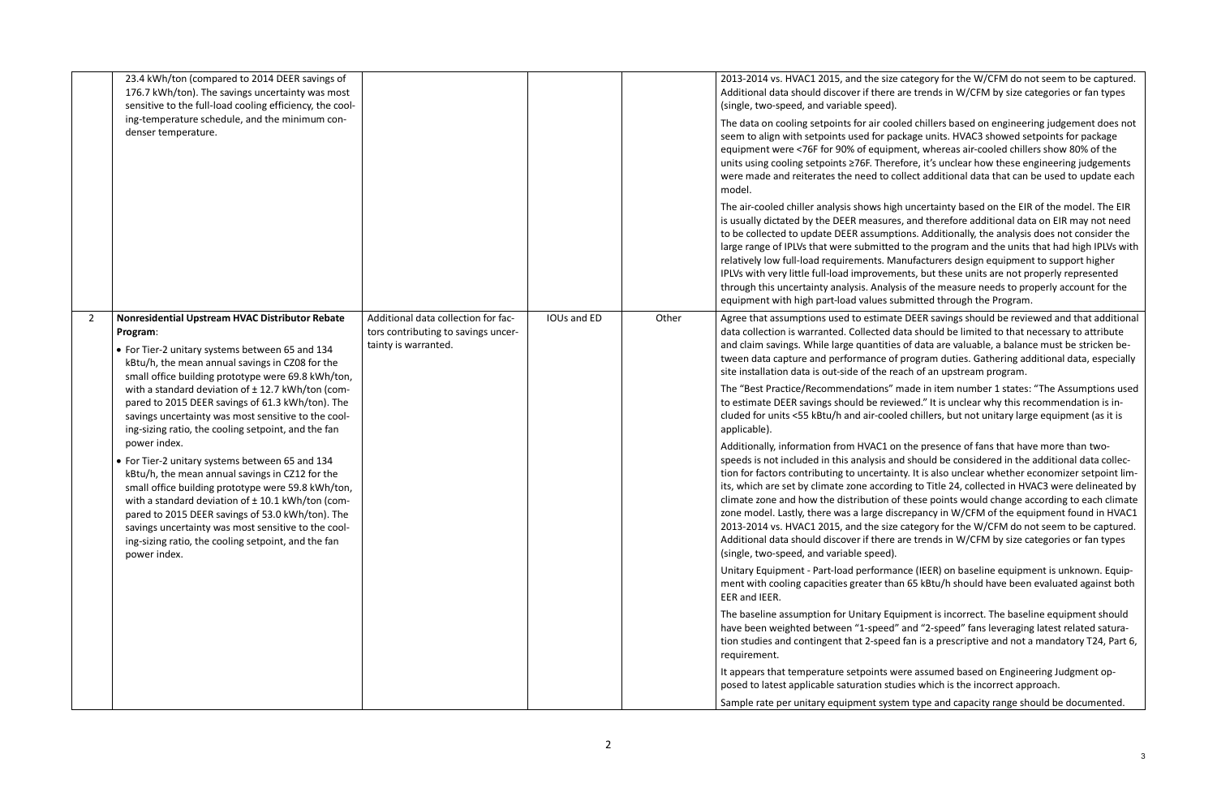| | | | | | |
|---|---|---|---|---|---|
| | 23.4 kWh/ton (compared to 2014 DEER savings of 176.7 kWh/ton). The savings uncertainty was most sensitive to the full-load cooling efficiency, the cooling-temperature schedule, and the minimum condenser temperature. | | | | 2013-2014 vs. HVAC1 2015, and the size category for the W/CFM do not seem to be captured. Additional data should discover if there are trends in W/CFM by size categories or fan types (single, two-speed, and variable speed).<br><br>The data on cooling setpoints for air cooled chillers based on engineering judgement does not seem to align with setpoints used for package units. HVAC3 showed setpoints for package equipment were <76F for 90% of equipment, whereas air-cooled chillers show 80% of the units using cooling setpoints ≥76F. Therefore, it's unclear how these engineering judgements were made and reiterates the need to collect additional data that can be used to update each model.<br><br>The air-cooled chiller analysis shows high uncertainty based on the EIR of the model. The EIR is usually dictated by the DEER measures, and therefore additional data on EIR may not need to be collected to update DEER assumptions. Additionally, the analysis does not consider the large range of IPLVs that were submitted to the program and the units that had high IPLVs with relatively low full-load requirements. Manufacturers design equipment to support higher IPLVs with very little full-load improvements, but these units are not properly represented through this uncertainty analysis. Analysis of the measure needs to properly account for the equipment with high part-load values submitted through the Program. |
| 2 | **Nonresidential Upstream HVAC Distributor Rebate Program**:<br><br>• For Tier-2 unitary systems between 65 and 134 kBtu/h, the mean annual savings in CZ08 for the small office building prototype were 69.8 kWh/ton, with a standard deviation of ± 12.7 kWh/ton (compared to 2015 DEER savings of 61.3 kWh/ton). The savings uncertainty was most sensitive to the cooling-sizing ratio, the cooling setpoint, and the fan power index.<br><br>• For Tier-2 unitary systems between 65 and 134 kBtu/h, the mean annual savings in CZ12 for the small office building prototype were 59.8 kWh/ton, with a standard deviation of ± 10.1 kWh/ton (compared to 2015 DEER savings of 53.0 kWh/ton). The savings uncertainty was most sensitive to the cooling-sizing ratio, the cooling setpoint, and the fan power index. | Additional data collection for factors contributing to savings uncertainty is warranted. | IOUs and ED | Other | Agree that assumptions used to estimate DEER savings should be reviewed and that additional data collection is warranted. Collected data should be limited to that necessary to attribute and claim savings. While large quantities of data are valuable, a balance must be stricken between data capture and performance of program duties. Gathering additional data, especially site installation data is out-side of the reach of an upstream program.<br><br>The "Best Practice/Recommendations" made in item number 1 states: "The Assumptions used to estimate DEER savings should be reviewed." It is unclear why this recommendation is included for units <55 kBtu/h and air-cooled chillers, but not unitary large equipment (as it is applicable).<br><br>Additionally, information from HVAC1 on the presence of fans that have more than two-speeds is not included in this analysis and should be considered in the additional data collection for factors contributing to uncertainty. It is also unclear whether economizer setpoint limits, which are set by climate zone according to Title 24, collected in HVAC3 were delineated by climate zone and how the distribution of these points would change according to each climate zone model. Lastly, there was a large discrepancy in W/CFM of the equipment found in HVAC1 2013-2014 vs. HVAC1 2015, and the size category for the W/CFM do not seem to be captured. Additional data should discover if there are trends in W/CFM by size categories or fan types (single, two-speed, and variable speed).<br><br>Unitary Equipment - Part-load performance (IEER) on baseline equipment is unknown. Equipment with cooling capacities greater than 65 kBtu/h should have been evaluated against both EER and IEER.<br><br>The baseline assumption for Unitary Equipment is incorrect. The baseline equipment should have been weighted between "1-speed" and "2-speed" fans leveraging latest related saturation studies and contingent that 2-speed fan is a prescriptive and not a mandatory T24, Part 6, requirement.<br><br>It appears that temperature setpoints were assumed based on Engineering Judgment opposed to latest applicable saturation studies which is the incorrect approach.<br><br>Sample rate per unitary equipment system type and capacity range should be documented. |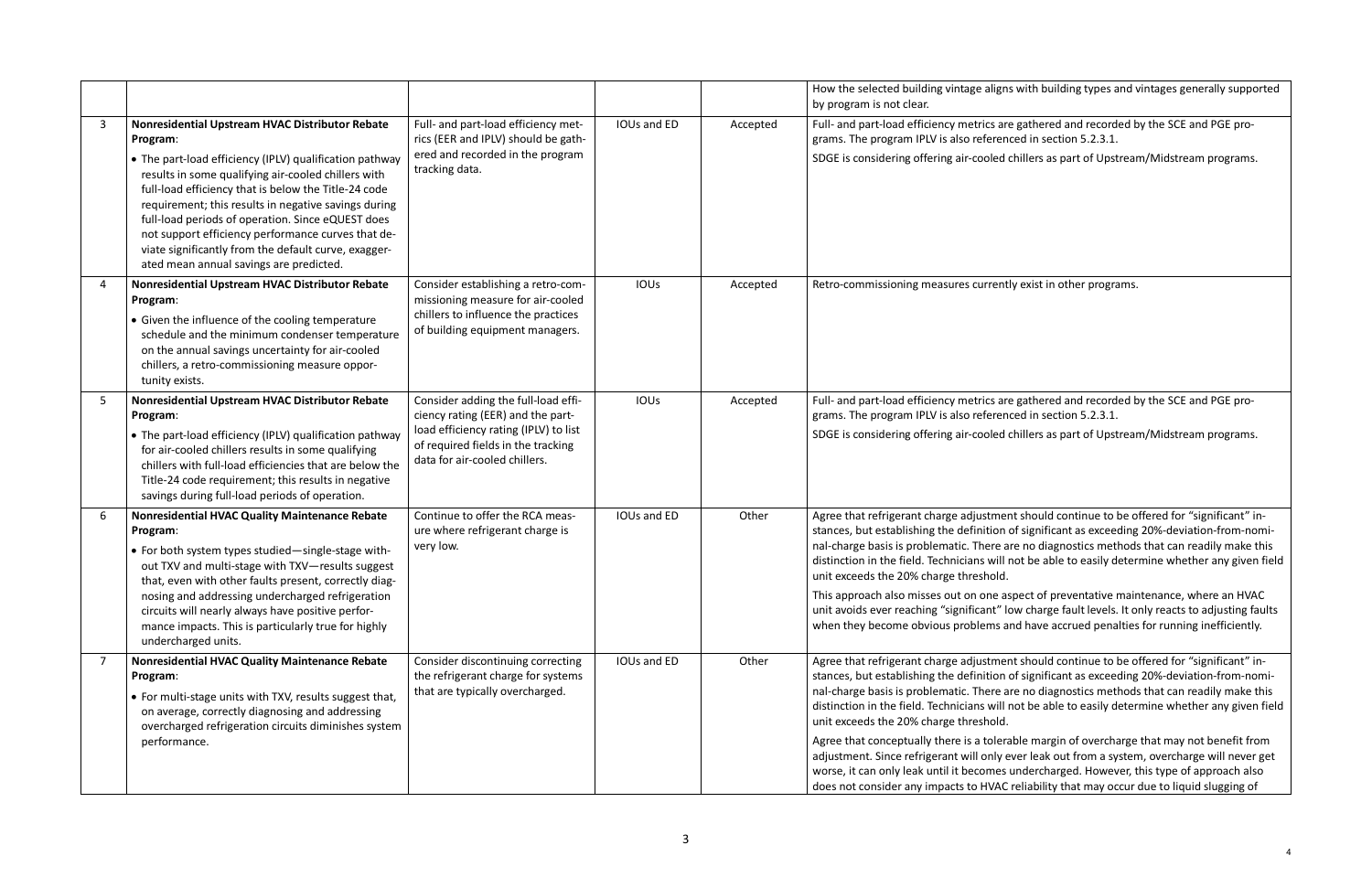| | | | | | |
|---|---|---|---|---|---|
| | | | | | How the selected building vintage aligns with building types and vintages generally supported by program is not clear. |
| 3 | **Nonresidential Upstream HVAC Distributor Rebate Program**:<br>• The part-load efficiency (IPLV) qualification pathway results in some qualifying air-cooled chillers with full-load efficiency that is below the Title-24 code requirement; this results in negative savings during full-load periods of operation. Since eQUEST does not support efficiency performance curves that deviate significantly from the default curve, exaggerated mean annual savings are predicted. | Full- and part-load efficiency metrics (EER and IPLV) should be gathered and recorded in the program tracking data. | IOUs and ED | Accepted | Full- and part-load efficiency metrics are gathered and recorded by the SCE and PGE programs. The program IPLV is also referenced in section 5.2.3.1.<br>SDGE is considering offering air-cooled chillers as part of Upstream/Midstream programs. |
| 4 | **Nonresidential Upstream HVAC Distributor Rebate Program**:<br>• Given the influence of the cooling temperature schedule and the minimum condenser temperature on the annual savings uncertainty for air-cooled chillers, a retro-commissioning measure opportunity exists. | Consider establishing a retro-commissioning measure for air-cooled chillers to influence the practices of building equipment managers. | IOUs | Accepted | Retro-commissioning measures currently exist in other programs. |
| 5 | **Nonresidential Upstream HVAC Distributor Rebate Program**:<br>• The part-load efficiency (IPLV) qualification pathway for air-cooled chillers results in some qualifying chillers with full-load efficiencies that are below the Title-24 code requirement; this results in negative savings during full-load periods of operation. | Consider adding the full-load efficiency rating (EER) and the part-load efficiency rating (IPLV) to list of required fields in the tracking data for air-cooled chillers. | IOUs | Accepted | Full- and part-load efficiency metrics are gathered and recorded by the SCE and PGE programs. The program IPLV is also referenced in section 5.2.3.1.<br>SDGE is considering offering air-cooled chillers as part of Upstream/Midstream programs. |
| 6 | **Nonresidential HVAC Quality Maintenance Rebate Program**:<br>• For both system types studied—single-stage without TXV and multi-stage with TXV—results suggest that, even with other faults present, correctly diagnosing and addressing undercharged refrigeration circuits will nearly always have positive performance impacts. This is particularly true for highly undercharged units. | Continue to offer the RCA measure where refrigerant charge is very low. | IOUs and ED | Other | Agree that refrigerant charge adjustment should continue to be offered for "significant" instances, but establishing the definition of significant as exceeding 20%-deviation-from-nominal-charge basis is problematic. There are no diagnostics methods that can readily make this distinction in the field. Technicians will not be able to easily determine whether any given field unit exceeds the 20% charge threshold.<br>This approach also misses out on one aspect of preventative maintenance, where an HVAC unit avoids ever reaching "significant" low charge fault levels. It only reacts to adjusting faults when they become obvious problems and have accrued penalties for running inefficiently. |
| 7 | **Nonresidential HVAC Quality Maintenance Rebate Program**:<br>• For multi-stage units with TXV, results suggest that, on average, correctly diagnosing and addressing overcharged refrigeration circuits diminishes system performance. | Consider discontinuing correcting the refrigerant charge for systems that are typically overcharged. | IOUs and ED | Other | Agree that refrigerant charge adjustment should continue to be offered for "significant" instances, but establishing the definition of significant as exceeding 20%-deviation-from-nominal-charge basis is problematic. There are no diagnostics methods that can readily make this distinction in the field. Technicians will not be able to easily determine whether any given field unit exceeds the 20% charge threshold.<br>Agree that conceptually there is a tolerable margin of overcharge that may not benefit from adjustment. Since refrigerant will only ever leak out from a system, overcharge will never get worse, it can only leak until it becomes undercharged. However, this type of approach also does not consider any impacts to HVAC reliability that may occur due to liquid slugging of |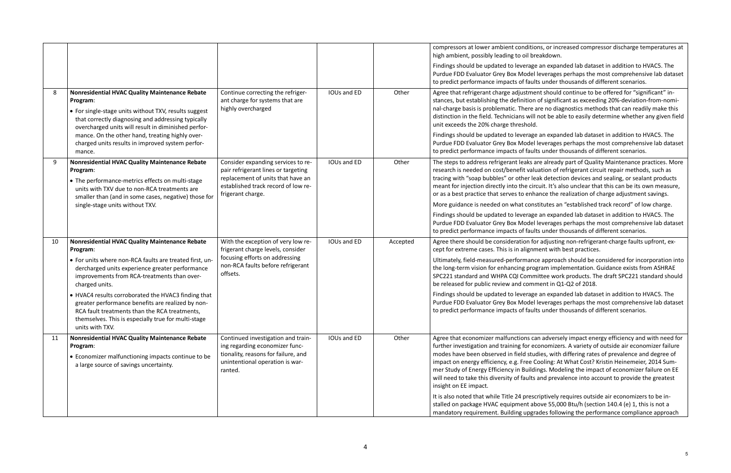| | | | | |
|---|---|---|---|---|
| | | | | compressors at lower ambient conditions, or increased compressor discharge temperatures at high ambient, possibly leading to oil breakdown.<br><br>Findings should be updated to leverage an expanded lab dataset in addition to HVAC5. The Purdue FDD Evaluator Grey Box Model leverages perhaps the most comprehensive lab dataset to predict performance impacts of faults under thousands of different scenarios. |
| 8 | **Nonresidential HVAC Quality Maintenance Rebate Program**:<br>• For single-stage units without TXV, results suggest that correctly diagnosing and addressing typically overcharged units will result in diminished performance. On the other hand, treating highly overcharged units results in improved system performance. | Continue correcting the refrigerant charge for systems that are highly overcharged | IOUs and ED | Other | Agree that refrigerant charge adjustment should continue to be offered for "significant" instances, but establishing the definition of significant as exceeding 20%-deviation-from-nominal-charge basis is problematic. There are no diagnostics methods that can readily make this distinction in the field. Technicians will not be able to easily determine whether any given field unit exceeds the 20% charge threshold.<br><br>Findings should be updated to leverage an expanded lab dataset in addition to HVAC5. The Purdue FDD Evaluator Grey Box Model leverages perhaps the most comprehensive lab dataset to predict performance impacts of faults under thousands of different scenarios. |
| 9 | **Nonresidential HVAC Quality Maintenance Rebate Program**:<br>• The performance-metrics effects on multi-stage units with TXV due to non-RCA treatments are smaller than (and in some cases, negative) those for single-stage units without TXV. | Consider expanding services to repair refrigerant lines or targeting replacement of units that have an established track record of low refrigerant charge. | IOUs and ED | Other | The steps to address refrigerant leaks are already part of Quality Maintenance practices. More research is needed on cost/benefit valuation of refrigerant circuit repair methods, such as tracing with "soap bubbles" or other leak detection devices and sealing, or sealant products meant for injection directly into the circuit. It's also unclear that this can be its own measure, or as a best practice that serves to enhance the realization of charge adjustment savings.<br><br>More guidance is needed on what constitutes an "established track record" of low charge.<br><br>Findings should be updated to leverage an expanded lab dataset in addition to HVAC5. The Purdue FDD Evaluator Grey Box Model leverages perhaps the most comprehensive lab dataset to predict performance impacts of faults under thousands of different scenarios. |
| 10 | **Nonresidential HVAC Quality Maintenance Rebate Program**:<br>• For units where non-RCA faults are treated first, undercharged units experience greater performance improvements from RCA-treatments than overcharged units.<br>• HVAC4 results corroborated the HVAC3 finding that greater performance benefits are realized by non-RCA fault treatments than the RCA treatments, themselves. This is especially true for multi-stage units with TXV. | With the exception of very low refrigerant charge levels, consider focusing efforts on addressing non-RCA faults before refrigerant offsets. | IOUs and ED | Accepted | Agree there should be consideration for adjusting non-refrigerant-charge faults upfront, except for extreme cases. This is in alignment with best practices.<br><br>Ultimately, field-measured-performance approach should be considered for incorporation into the long-term vision for enhancing program implementation. Guidance exists from ASHRAE SPC221 standard and WHPA CQI Committee work products. The draft SPC221 standard should be released for public review and comment in Q1-Q2 of 2018.<br><br>Findings should be updated to leverage an expanded lab dataset in addition to HVAC5. The Purdue FDD Evaluator Grey Box Model leverages perhaps the most comprehensive lab dataset to predict performance impacts of faults under thousands of different scenarios. |
| 11 | **Nonresidential HVAC Quality Maintenance Rebate Program**:<br>• Economizer malfunctioning impacts continue to be a large source of savings uncertainty. | Continued investigation and training regarding economizer functionality, reasons for failure, and unintentional operation is warranted. | IOUs and ED | Other | Agree that economizer malfunctions can adversely impact energy efficiency and with need for further investigation and training for economizers. A variety of outside air economizer failure modes have been observed in field studies, with differing rates of prevalence and degree of impact on energy efficiency, e.g. Free Cooling: At What Cost? Kristin Heinemeier, 2014 Summer Study of Energy Efficiency in Buildings. Modeling the impact of economizer failure on EE will need to take this diversity of faults and prevalence into account to provide the greatest insight on EE impact.<br><br>It is also noted that while Title 24 prescriptively requires outside air economizers to be installed on package HVAC equipment above 55,000 Btu/h (section 140.4 (e) 1, this is not a mandatory requirement. Building upgrades following the performance compliance approach |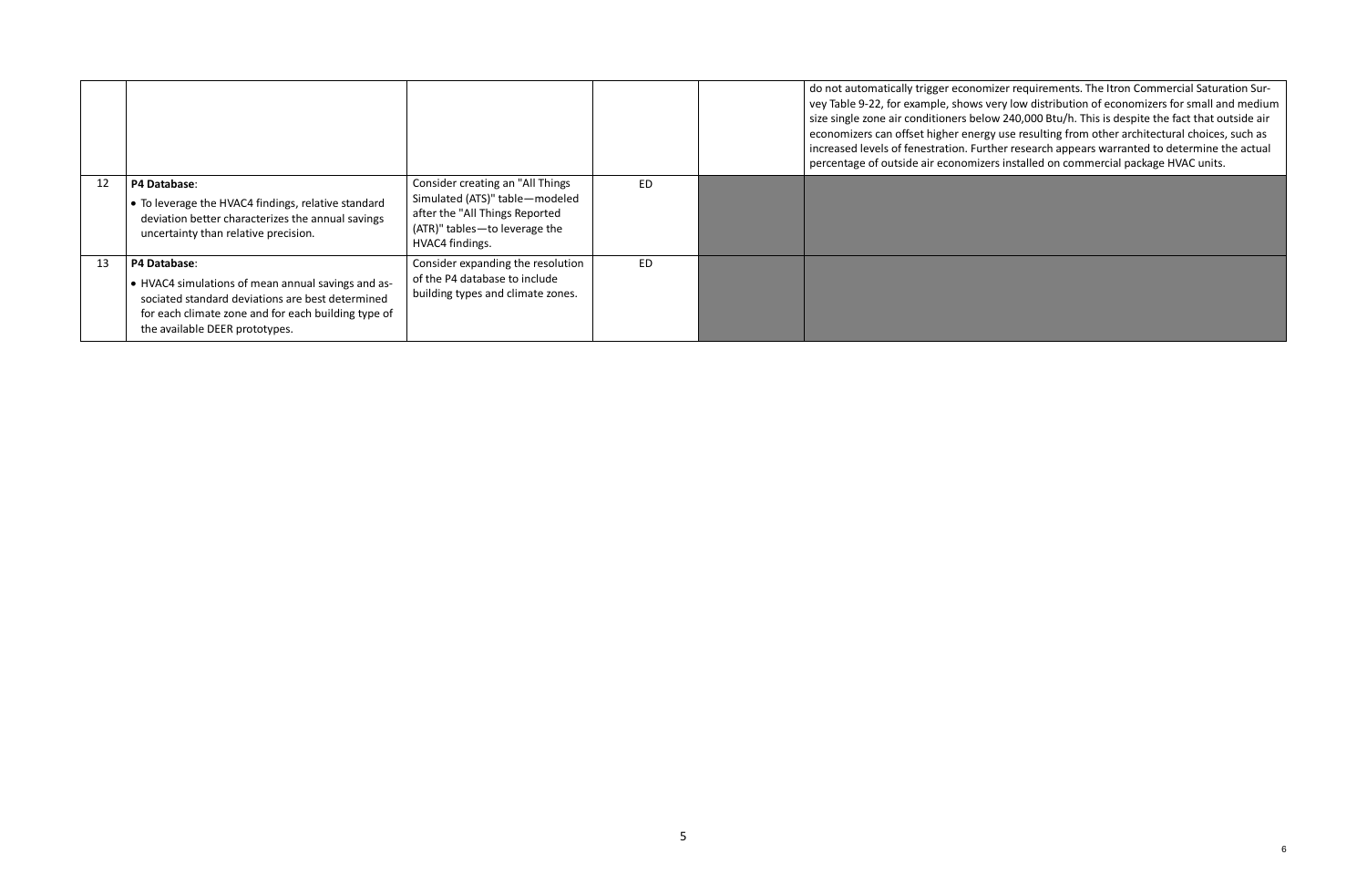| | | | | | |
|---|---|---|---|---|---|
| | | | | | do not automatically trigger economizer requirements. The Itron Commercial Saturation Survey Table 9-22, for example, shows very low distribution of economizers for small and medium size single zone air conditioners below 240,000 Btu/h. This is despite the fact that outside air economizers can offset higher energy use resulting from other architectural choices, such as increased levels of fenestration. Further research appears warranted to determine the actual percentage of outside air economizers installed on commercial package HVAC units. |
| 12 | **P4 Database**:<br>• To leverage the HVAC4 findings, relative standard deviation better characterizes the annual savings uncertainty than relative precision. | Consider creating an "All Things Simulated (ATS)" table—modeled after the "All Things Reported (ATR)" tables—to leverage the HVAC4 findings. | ED | | |
| 13 | **P4 Database**:<br>• HVAC4 simulations of mean annual savings and associated standard deviations are best determined for each climate zone and for each building type of the available DEER prototypes. | Consider expanding the resolution of the P4 database to include building types and climate zones. | ED | | |